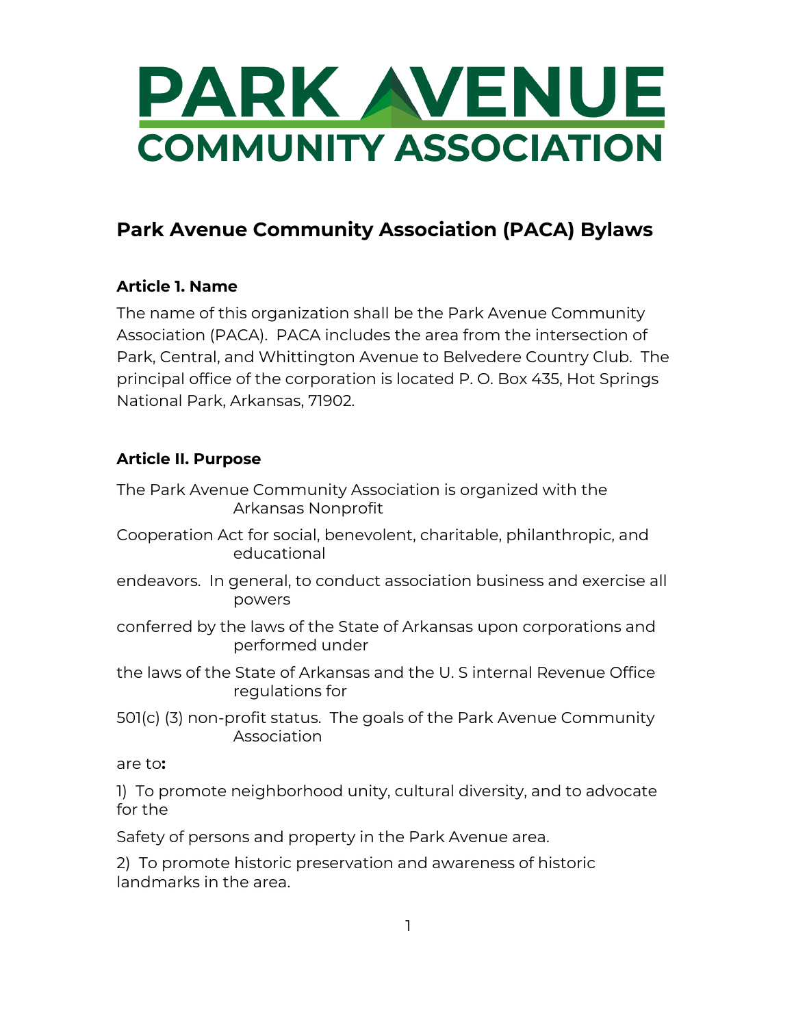PARK AVENUE
COMMUNITY ASSOCIATION

# Park Avenue Community Association (PACA) Bylaws

### Article 1. Name

The name of this organization shall be the Park Avenue Community Association (PACA). PACA includes the area from the intersection of Park, Central, and Whittington Avenue to Belvedere Country Club. The principal office of the corporation is located P. O. Box 435, Hot Springs National Park, Arkansas, 71902.

### Article II. Purpose

The Park Avenue Community Association is organized with the Arkansas Nonprofit Cooperation Act for social, benevolent, charitable, philanthropic, and educational endeavors. In general, to conduct association business and exercise all powers conferred by the laws of the State of Arkansas upon corporations and performed under the laws of the State of Arkansas and the U. S internal Revenue Office regulations for 501(c) (3) non-profit status. The goals of the Park Avenue Community Association are to**:**

1) To promote neighborhood unity, cultural diversity, and to advocate for the Safety of persons and property in the Park Avenue area.

2) To promote historic preservation and awareness of historic landmarks in the area.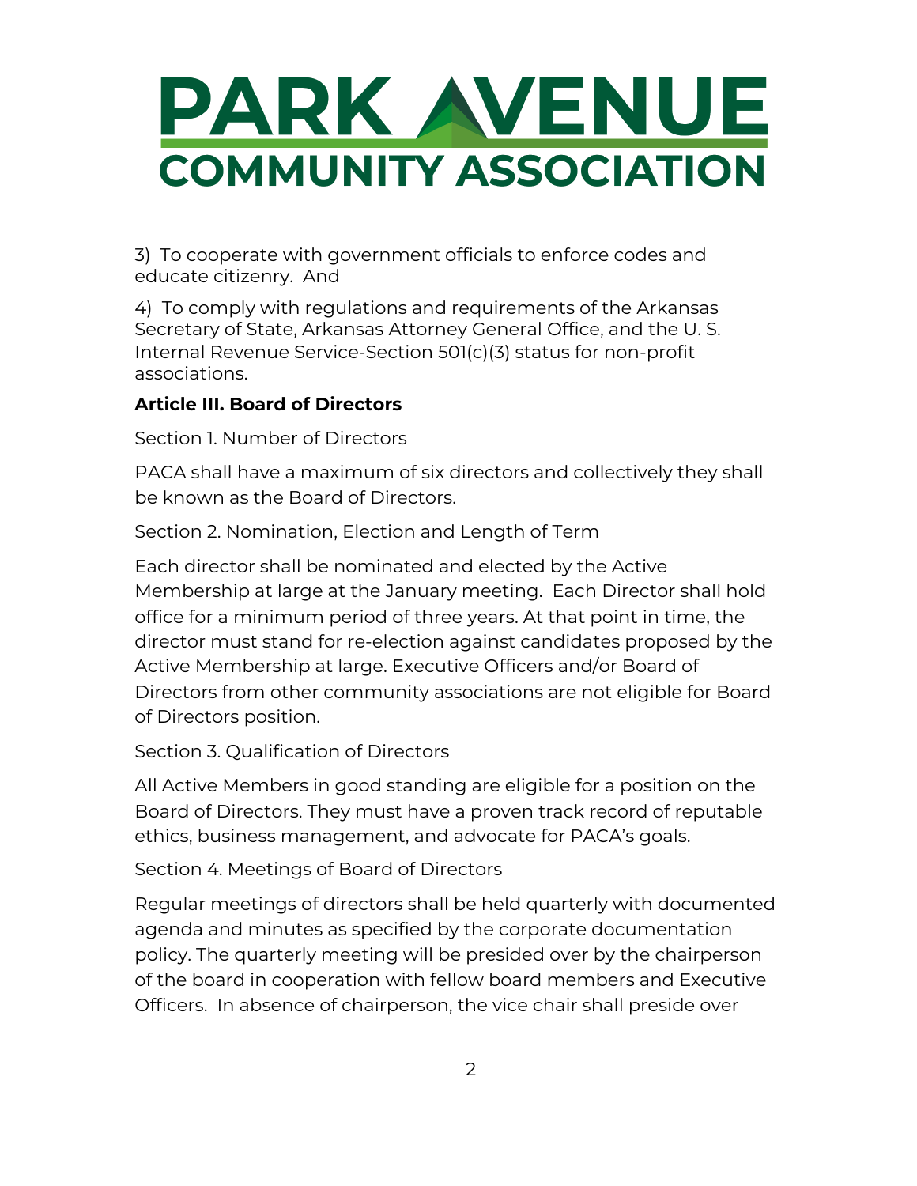3) To cooperate with government officials to enforce codes and educate citizenry. And

4) To comply with regulations and requirements of the Arkansas Secretary of State, Arkansas Attorney General Office, and the U. S. Internal Revenue Service-Section 501(c)(3) status for non-profit associations.

**Article III. Board of Directors**

Section 1. Number of Directors

PACA shall have a maximum of six directors and collectively they shall be known as the Board of Directors.

Section 2. Nomination, Election and Length of Term

Each director shall be nominated and elected by the Active Membership at large at the January meeting. Each Director shall hold office for a minimum period of three years. At that point in time, the director must stand for re-election against candidates proposed by the Active Membership at large. Executive Officers and/or Board of Directors from other community associations are not eligible for Board of Directors position.

Section 3. Qualification of Directors

All Active Members in good standing are eligible for a position on the Board of Directors. They must have a proven track record of reputable ethics, business management, and advocate for PACA's goals.

Section 4. Meetings of Board of Directors

Regular meetings of directors shall be held quarterly with documented agenda and minutes as specified by the corporate documentation policy. The quarterly meeting will be presided over by the chairperson of the board in cooperation with fellow board members and Executive Officers. In absence of chairperson, the vice chair shall preside over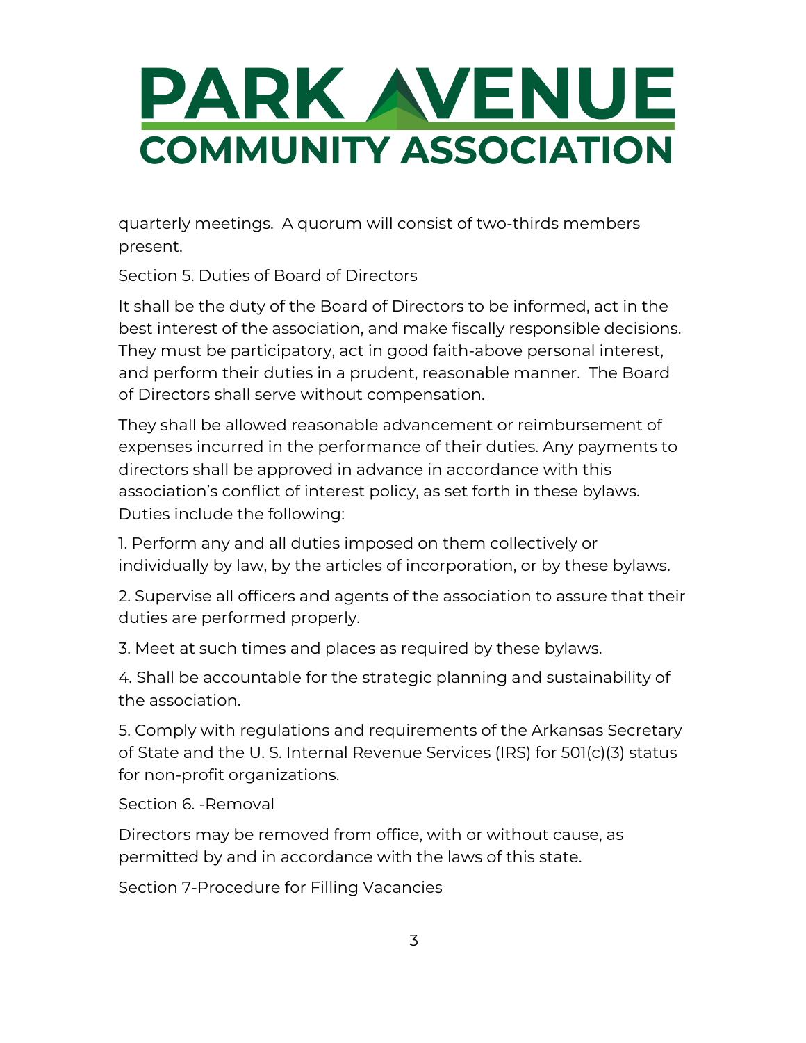quarterly meetings.  A quorum will consist of two-thirds members present.

Section 5. Duties of Board of Directors

It shall be the duty of the Board of Directors to be informed, act in the best interest of the association, and make fiscally responsible decisions. They must be participatory, act in good faith-above personal interest, and perform their duties in a prudent, reasonable manner.  The Board of Directors shall serve without compensation.

They shall be allowed reasonable advancement or reimbursement of expenses incurred in the performance of their duties. Any payments to directors shall be approved in advance in accordance with this association's conflict of interest policy, as set forth in these bylaws. Duties include the following:

1. Perform any and all duties imposed on them collectively or individually by law, by the articles of incorporation, or by these bylaws.

2. Supervise all officers and agents of the association to assure that their duties are performed properly.

3. Meet at such times and places as required by these bylaws.

4. Shall be accountable for the strategic planning and sustainability of the association.

5. Comply with regulations and requirements of the Arkansas Secretary of State and the U. S. Internal Revenue Services (IRS) for 501(c)(3) status for non-profit organizations.

Section 6. -Removal

Directors may be removed from office, with or without cause, as permitted by and in accordance with the laws of this state.

Section 7-Procedure for Filling Vacancies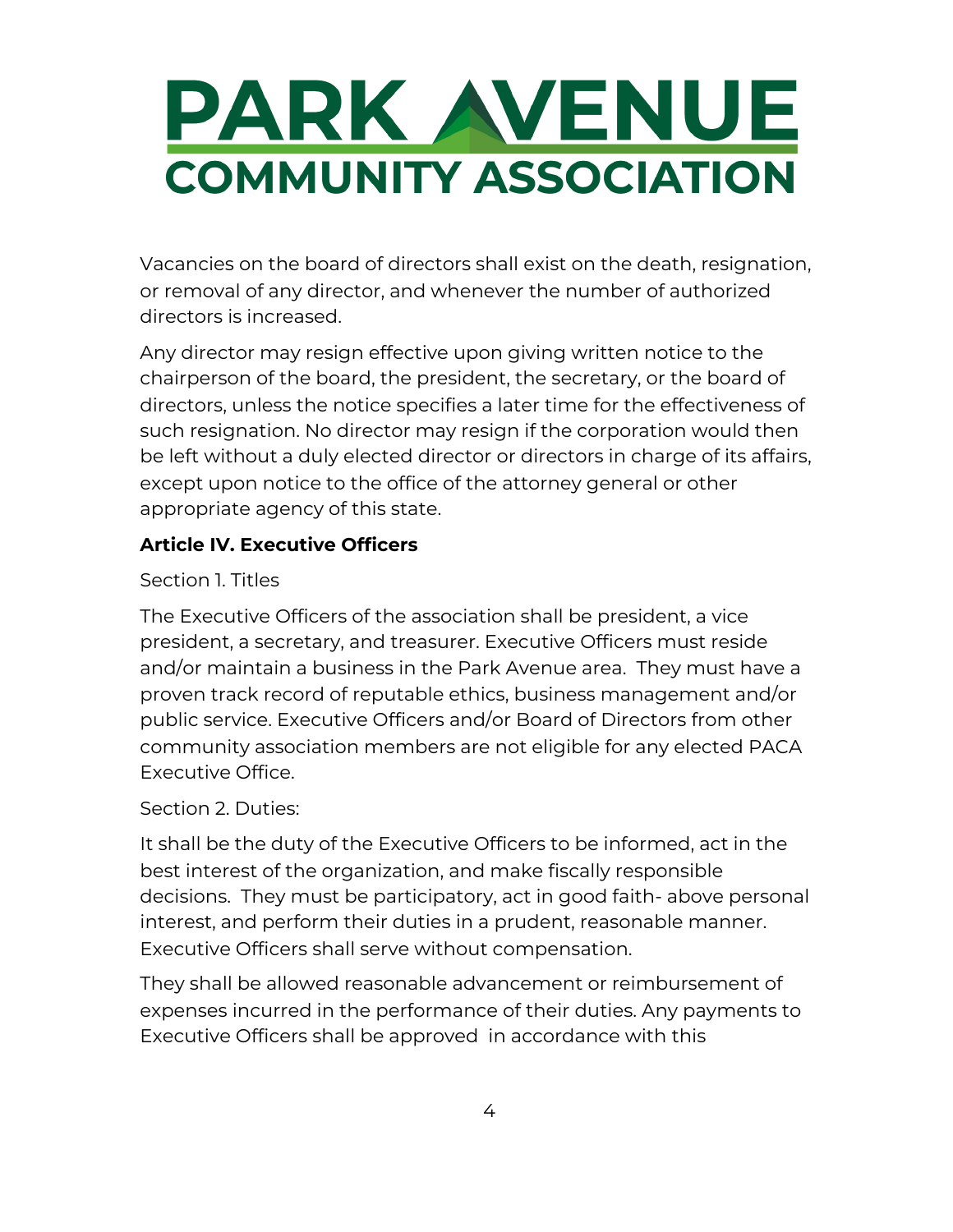Vacancies on the board of directors shall exist on the death, resignation, or removal of any director, and whenever the number of authorized directors is increased.

Any director may resign effective upon giving written notice to the chairperson of the board, the president, the secretary, or the board of directors, unless the notice specifies a later time for the effectiveness of such resignation. No director may resign if the corporation would then be left without a duly elected director or directors in charge of its affairs, except upon notice to the office of the attorney general or other appropriate agency of this state.

**Article IV. Executive Officers**

Section 1. Titles

The Executive Officers of the association shall be president, a vice president, a secretary, and treasurer. Executive Officers must reside and/or maintain a business in the Park Avenue area. They must have a proven track record of reputable ethics, business management and/or public service. Executive Officers and/or Board of Directors from other community association members are not eligible for any elected PACA Executive Office.

Section 2. Duties:

It shall be the duty of the Executive Officers to be informed, act in the best interest of the organization, and make fiscally responsible decisions. They must be participatory, act in good faith- above personal interest, and perform their duties in a prudent, reasonable manner. Executive Officers shall serve without compensation.

They shall be allowed reasonable advancement or reimbursement of expenses incurred in the performance of their duties. Any payments to Executive Officers shall be approved in accordance with this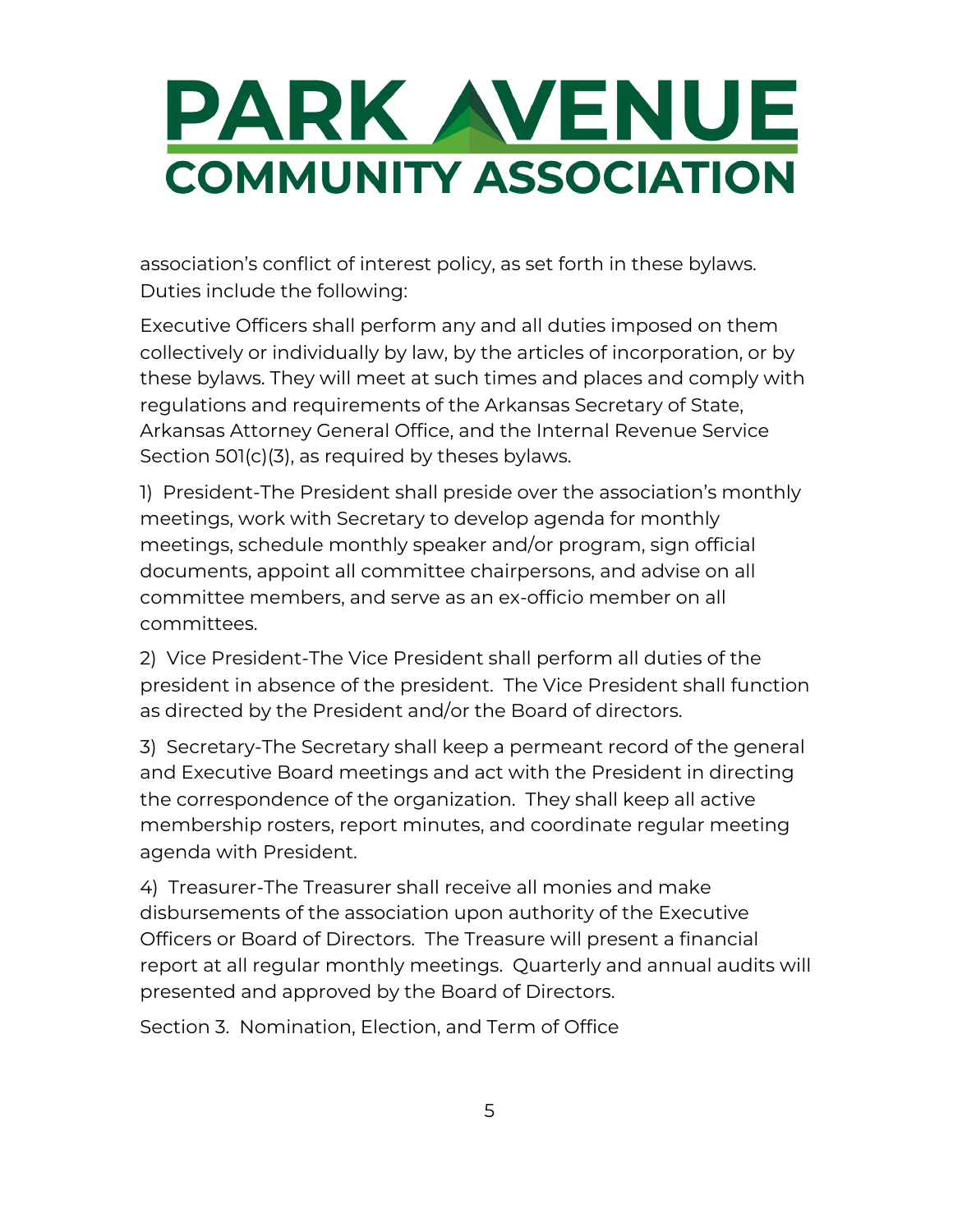association's conflict of interest policy, as set forth in these bylaws. Duties include the following:

Executive Officers shall perform any and all duties imposed on them collectively or individually by law, by the articles of incorporation, or by these bylaws. They will meet at such times and places and comply with regulations and requirements of the Arkansas Secretary of State, Arkansas Attorney General Office, and the Internal Revenue Service Section 501(c)(3), as required by theses bylaws.

1) President-The President shall preside over the association's monthly meetings, work with Secretary to develop agenda for monthly meetings, schedule monthly speaker and/or program, sign official documents, appoint all committee chairpersons, and advise on all committee members, and serve as an ex-officio member on all committees.

2) Vice President-The Vice President shall perform all duties of the president in absence of the president. The Vice President shall function as directed by the President and/or the Board of directors.

3) Secretary-The Secretary shall keep a permeant record of the general and Executive Board meetings and act with the President in directing the correspondence of the organization. They shall keep all active membership rosters, report minutes, and coordinate regular meeting agenda with President.

4) Treasurer-The Treasurer shall receive all monies and make disbursements of the association upon authority of the Executive Officers or Board of Directors. The Treasure will present a financial report at all regular monthly meetings. Quarterly and annual audits will presented and approved by the Board of Directors.

Section 3. Nomination, Election, and Term of Office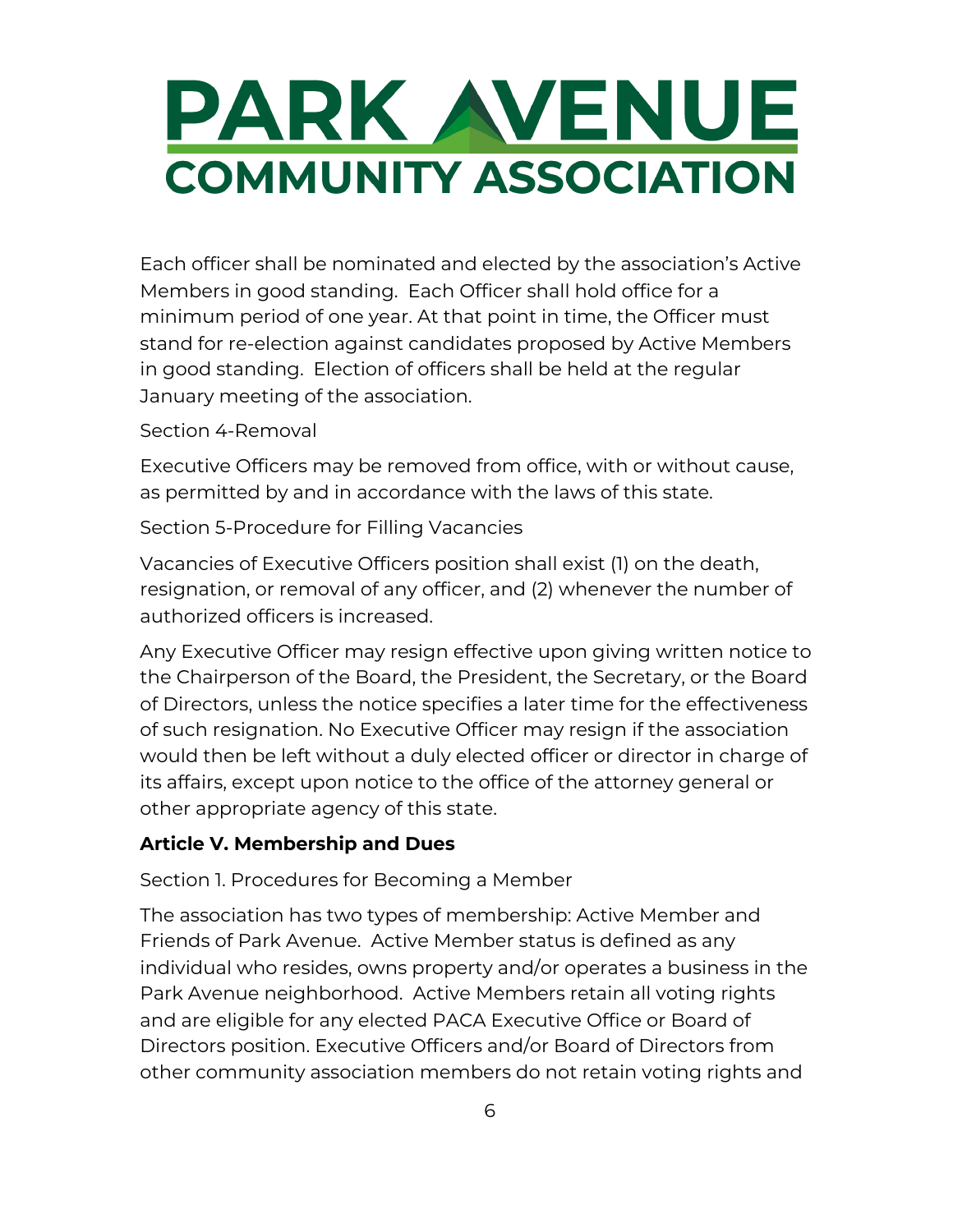Each officer shall be nominated and elected by the association's Active Members in good standing. Each Officer shall hold office for a minimum period of one year. At that point in time, the Officer must stand for re-election against candidates proposed by Active Members in good standing. Election of officers shall be held at the regular January meeting of the association.

Section 4-Removal

Executive Officers may be removed from office, with or without cause, as permitted by and in accordance with the laws of this state.

Section 5-Procedure for Filling Vacancies

Vacancies of Executive Officers position shall exist (1) on the death, resignation, or removal of any officer, and (2) whenever the number of authorized officers is increased.

Any Executive Officer may resign effective upon giving written notice to the Chairperson of the Board, the President, the Secretary, or the Board of Directors, unless the notice specifies a later time for the effectiveness of such resignation. No Executive Officer may resign if the association would then be left without a duly elected officer or director in charge of its affairs, except upon notice to the office of the attorney general or other appropriate agency of this state.

**Article V. Membership and Dues**

Section 1. Procedures for Becoming a Member

The association has two types of membership: Active Member and Friends of Park Avenue. Active Member status is defined as any individual who resides, owns property and/or operates a business in the Park Avenue neighborhood. Active Members retain all voting rights and are eligible for any elected PACA Executive Office or Board of Directors position. Executive Officers and/or Board of Directors from other community association members do not retain voting rights and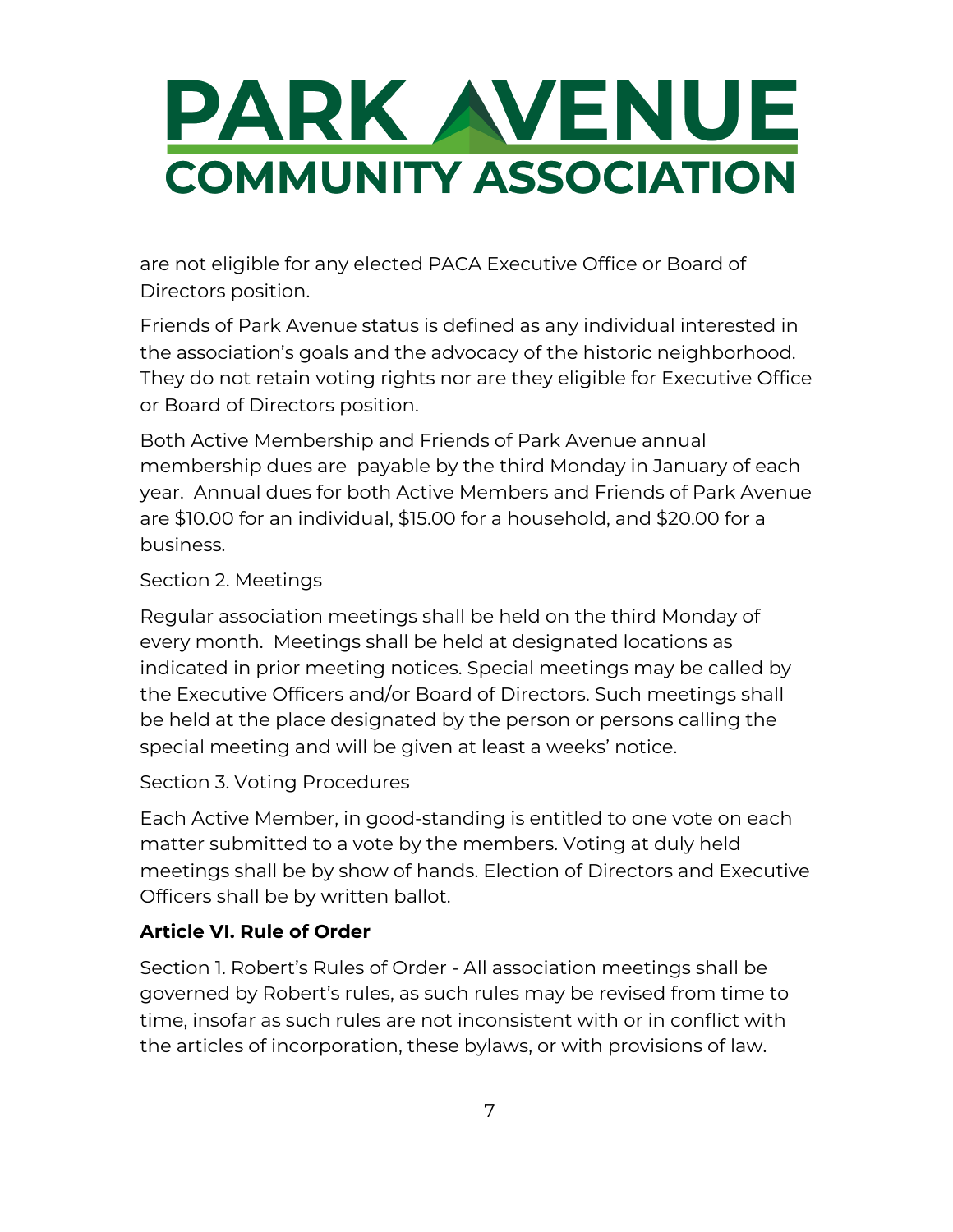are not eligible for any elected PACA Executive Office or Board of Directors position.

Friends of Park Avenue status is defined as any individual interested in the association's goals and the advocacy of the historic neighborhood. They do not retain voting rights nor are they eligible for Executive Office or Board of Directors position.

Both Active Membership and Friends of Park Avenue annual membership dues are payable by the third Monday in January of each year. Annual dues for both Active Members and Friends of Park Avenue are $10.00 for an individual, $15.00 for a household, and $20.00 for a business.

Section 2. Meetings

Regular association meetings shall be held on the third Monday of every month. Meetings shall be held at designated locations as indicated in prior meeting notices. Special meetings may be called by the Executive Officers and/or Board of Directors. Such meetings shall be held at the place designated by the person or persons calling the special meeting and will be given at least a weeks' notice.

Section 3. Voting Procedures

Each Active Member, in good-standing is entitled to one vote on each matter submitted to a vote by the members. Voting at duly held meetings shall be by show of hands. Election of Directors and Executive Officers shall be by written ballot.

**Article VI. Rule of Order**

Section 1. Robert's Rules of Order - All association meetings shall be governed by Robert's rules, as such rules may be revised from time to time, insofar as such rules are not inconsistent with or in conflict with the articles of incorporation, these bylaws, or with provisions of law.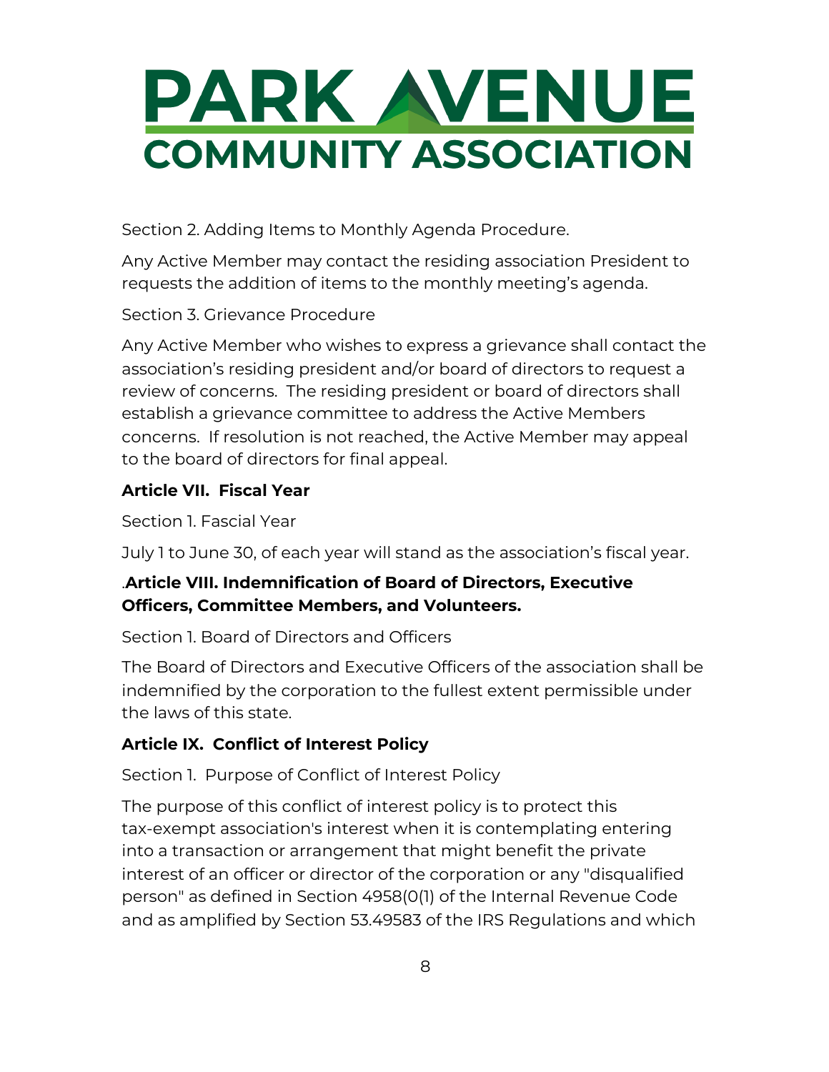Section 2. Adding Items to Monthly Agenda Procedure.

Any Active Member may contact the residing association President to requests the addition of items to the monthly meeting's agenda.

Section 3. Grievance Procedure

Any Active Member who wishes to express a grievance shall contact the association's residing president and/or board of directors to request a review of concerns. The residing president or board of directors shall establish a grievance committee to address the Active Members concerns. If resolution is not reached, the Active Member may appeal to the board of directors for final appeal.

**Article VII. Fiscal Year**

Section 1. Fascial Year

July 1 to June 30, of each year will stand as the association's fiscal year.

.**Article VIII. Indemnification of Board of Directors, Executive Officers, Committee Members, and Volunteers.**

Section 1. Board of Directors and Officers

The Board of Directors and Executive Officers of the association shall be indemnified by the corporation to the fullest extent permissible under the laws of this state.

**Article IX. Conflict of Interest Policy**

Section 1. Purpose of Conflict of Interest Policy

The purpose of this conflict of interest policy is to protect this tax-exempt association's interest when it is contemplating entering into a transaction or arrangement that might benefit the private interest of an officer or director of the corporation or any "disqualified person" as defined in Section 4958(0(1) of the Internal Revenue Code and as amplified by Section 53.49583 of the IRS Regulations and which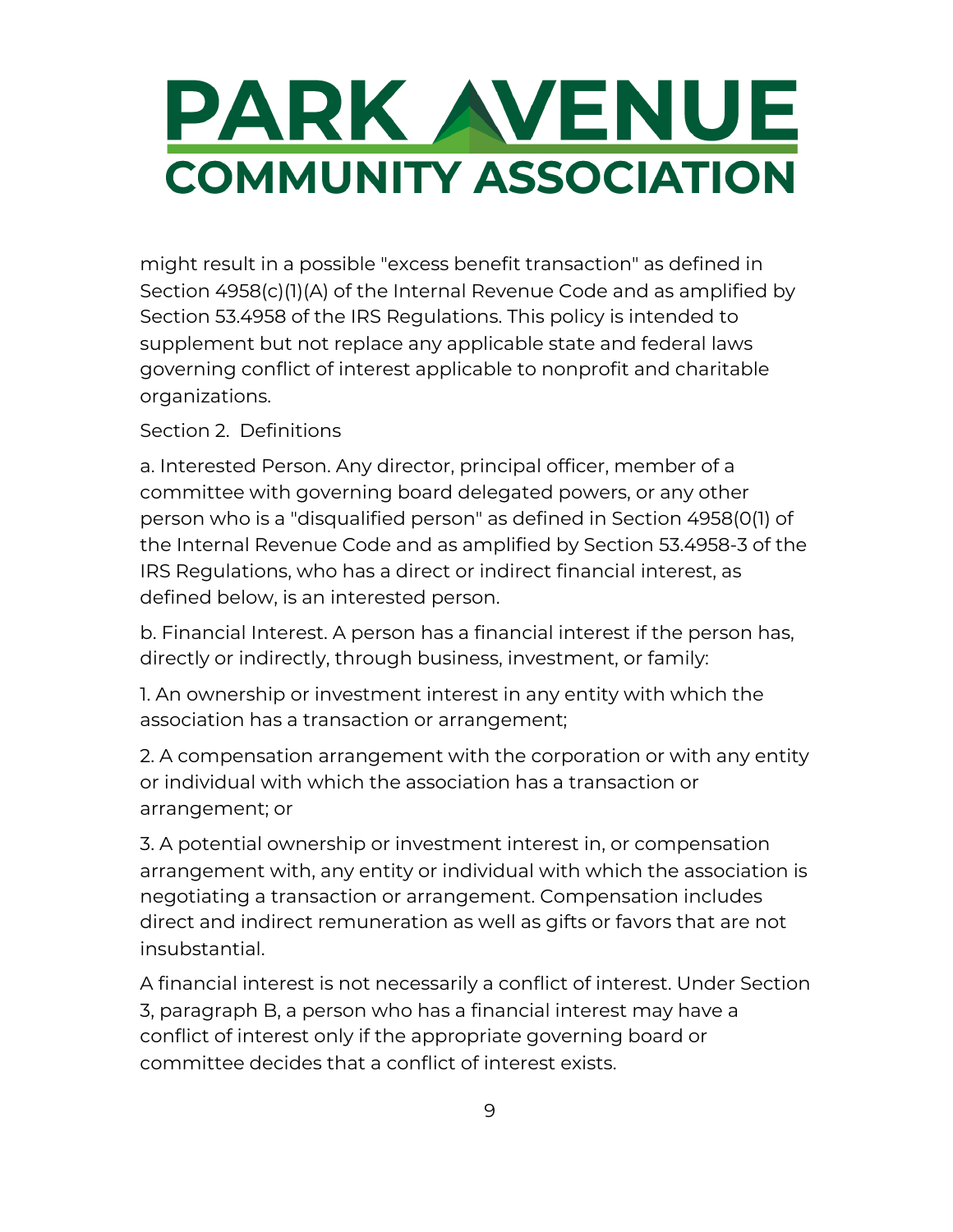might result in a possible "excess benefit transaction" as defined in Section 4958(c)(1)(A) of the Internal Revenue Code and as amplified by Section 53.4958 of the IRS Regulations. This policy is intended to supplement but not replace any applicable state and federal laws governing conflict of interest applicable to nonprofit and charitable organizations.

Section 2. Definitions

a. Interested Person. Any director, principal officer, member of a committee with governing board delegated powers, or any other person who is a "disqualified person" as defined in Section 4958(0(1) of the Internal Revenue Code and as amplified by Section 53.4958-3 of the IRS Regulations, who has a direct or indirect financial interest, as defined below, is an interested person.

b. Financial Interest. A person has a financial interest if the person has, directly or indirectly, through business, investment, or family:

1. An ownership or investment interest in any entity with which the association has a transaction or arrangement;

2. A compensation arrangement with the corporation or with any entity or individual with which the association has a transaction or arrangement; or

3. A potential ownership or investment interest in, or compensation arrangement with, any entity or individual with which the association is negotiating a transaction or arrangement. Compensation includes direct and indirect remuneration as well as gifts or favors that are not insubstantial.

A financial interest is not necessarily a conflict of interest. Under Section 3, paragraph B, a person who has a financial interest may have a conflict of interest only if the appropriate governing board or committee decides that a conflict of interest exists.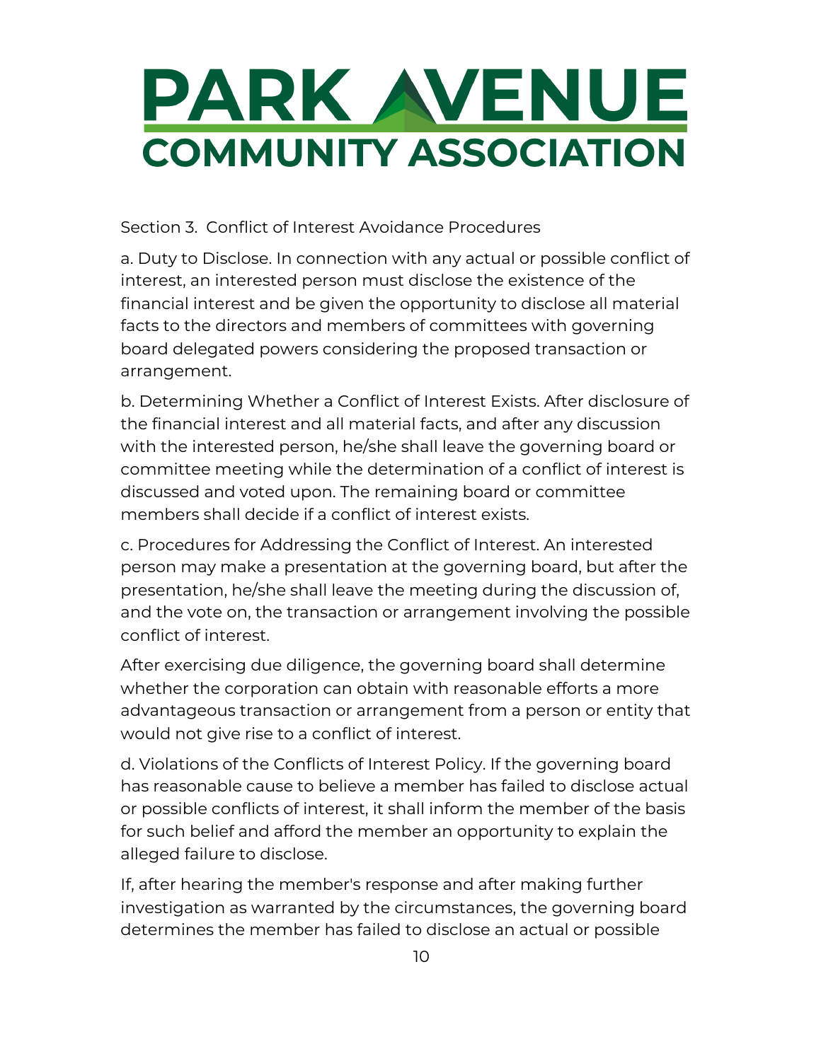Section 3. Conflict of Interest Avoidance Procedures

a. Duty to Disclose. In connection with any actual or possible conflict of interest, an interested person must disclose the existence of the financial interest and be given the opportunity to disclose all material facts to the directors and members of committees with governing board delegated powers considering the proposed transaction or arrangement.

b. Determining Whether a Conflict of Interest Exists. After disclosure of the financial interest and all material facts, and after any discussion with the interested person, he/she shall leave the governing board or committee meeting while the determination of a conflict of interest is discussed and voted upon. The remaining board or committee members shall decide if a conflict of interest exists.

c. Procedures for Addressing the Conflict of Interest. An interested person may make a presentation at the governing board, but after the presentation, he/she shall leave the meeting during the discussion of, and the vote on, the transaction or arrangement involving the possible conflict of interest.

After exercising due diligence, the governing board shall determine whether the corporation can obtain with reasonable efforts a more advantageous transaction or arrangement from a person or entity that would not give rise to a conflict of interest.

d. Violations of the Conflicts of Interest Policy. If the governing board has reasonable cause to believe a member has failed to disclose actual or possible conflicts of interest, it shall inform the member of the basis for such belief and afford the member an opportunity to explain the alleged failure to disclose.

If, after hearing the member's response and after making further investigation as warranted by the circumstances, the governing board determines the member has failed to disclose an actual or possible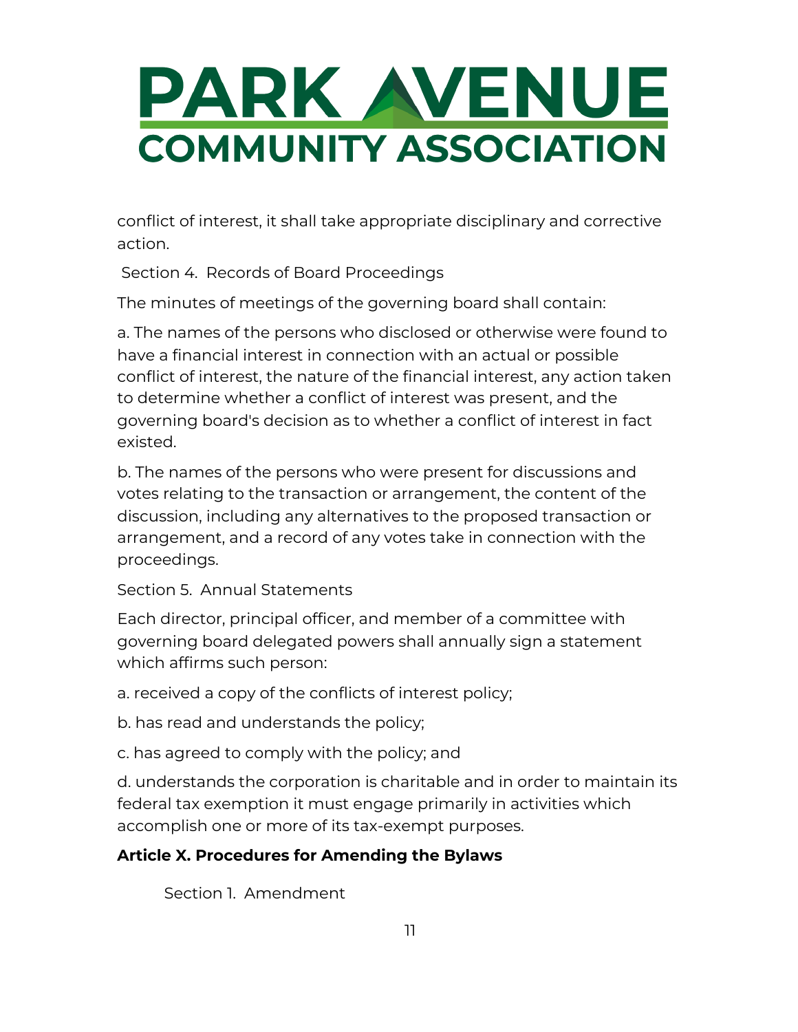conflict of interest, it shall take appropriate disciplinary and corrective action.

Section 4. Records of Board Proceedings

The minutes of meetings of the governing board shall contain:

a. The names of the persons who disclosed or otherwise were found to have a financial interest in connection with an actual or possible conflict of interest, the nature of the financial interest, any action taken to determine whether a conflict of interest was present, and the governing board's decision as to whether a conflict of interest in fact existed.

b. The names of the persons who were present for discussions and votes relating to the transaction or arrangement, the content of the discussion, including any alternatives to the proposed transaction or arrangement, and a record of any votes take in connection with the proceedings.

Section 5. Annual Statements

Each director, principal officer, and member of a committee with governing board delegated powers shall annually sign a statement which affirms such person:

a. received a copy of the conflicts of interest policy;

b. has read and understands the policy;

c. has agreed to comply with the policy; and

d. understands the corporation is charitable and in order to maintain its federal tax exemption it must engage primarily in activities which accomplish one or more of its tax-exempt purposes.

## Article X. Procedures for Amending the Bylaws

Section 1. Amendment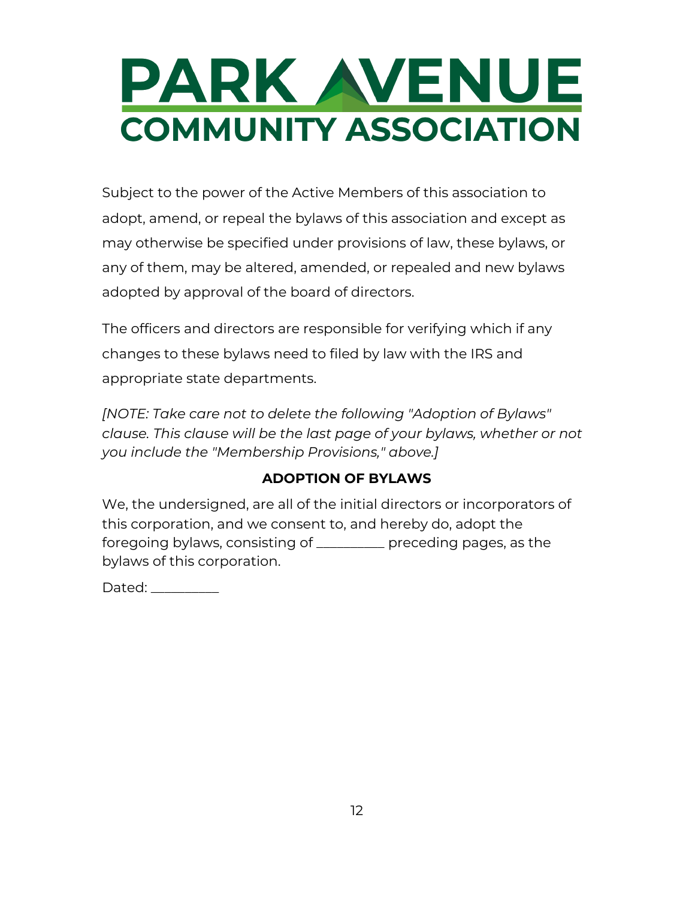# PARK AVENUE COMMUNITY ASSOCIATION

Subject to the power of the Active Members of this association to adopt, amend, or repeal the bylaws of this association and except as may otherwise be specified under provisions of law, these bylaws, or any of them, may be altered, amended, or repealed and new bylaws adopted by approval of the board of directors.

The officers and directors are responsible for verifying which if any changes to these bylaws need to filed by law with the IRS and appropriate state departments.

*[NOTE: Take care not to delete the following "Adoption of Bylaws" clause. This clause will be the last page of your bylaws, whether or not you include the "Membership Provisions," above.]*

**ADOPTION OF BYLAWS**

We, the undersigned, are all of the initial directors or incorporators of this corporation, and we consent to, and hereby do, adopt the foregoing bylaws, consisting of __________ preceding pages, as the bylaws of this corporation.

Dated: __________